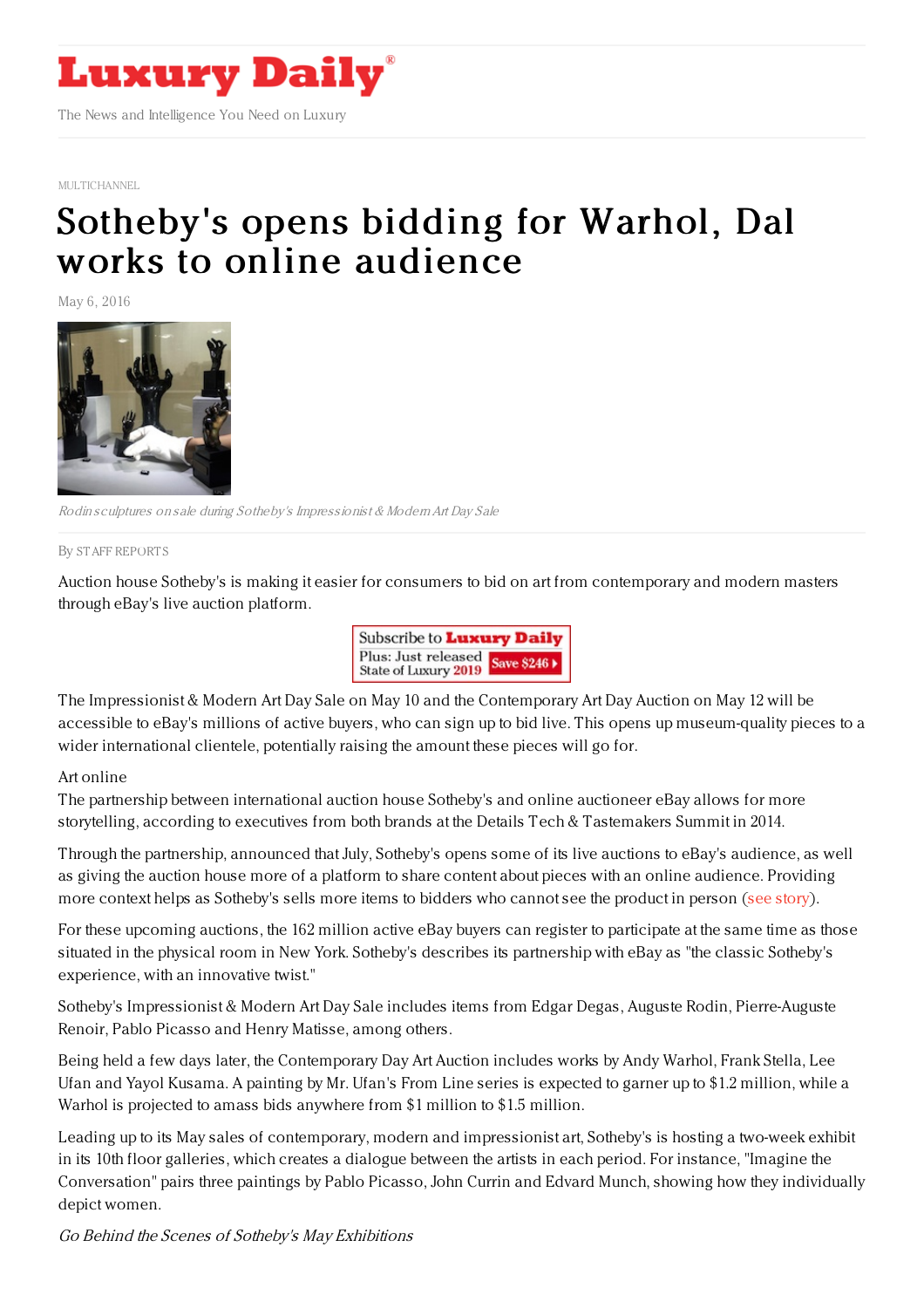# Luxury Daily

The News and Intelligence You Need on Luxury

MULTICHANNEL

# Sotheby's opens bidding for Warhol, Dal works to online audience

May 6, 2016

*Rodin sculptures on sale during Sotheby's Impressionist & Modern Art Day Sale*

By STAFF REPORTS

Auction house Sotheby's is making it easier for consumers to bid on art from contemporary and modern masters through eBay's live auction platform.

The Impressionist & Modern Art Day Sale on May 10 and the Contemporary Art Day Auction on May 12 will be accessible to eBay's millions of active buyers, who can sign up to bid live. This opens up museum-quality pieces to a wider international clientele, potentially raising the amount these pieces will go for.

Art online

The partnership between international auction house Sotheby's and online auctioneer eBay allows for more storytelling, according to executives from both brands at the Details Tech & Tastemakers Summit in 2014.

Through the partnership, announced that July, Sotheby's opens some of its live auctions to eBay's audience, as well as giving the auction house more of a platform to share content about pieces with an online audience. Providing more context helps as Sotheby's sells more items to bidders who cannot see the product in person (see story).

For these upcoming auctions, the 162 million active eBay buyers can register to participate at the same time as those situated in the physical room in New York. Sotheby's describes its partnership with eBay as "the classic Sotheby's experience, with an innovative twist."

Sotheby's Impressionist & Modern Art Day Sale includes items from Edgar Degas, Auguste Rodin, Pierre-Auguste Renoir, Pablo Picasso and Henry Matisse, among others.

Being held a few days later, the Contemporary Day Art Auction includes works by Andy Warhol, Frank Stella, Lee Ufan and Yayol Kusama. A painting by Mr. Ufan's From Line series is expected to garner up to $1.2 million, while a Warhol is projected to amass bids anywhere from $1 million to $1.5 million.

Leading up to its May sales of contemporary, modern and impressionist art, Sotheby's is hosting a two-week exhibit in its 10th floor galleries, which creates a dialogue between the artists in each period. For instance, "Imagine the Conversation" pairs three paintings by Pablo Picasso, John Currin and Edvard Munch, showing how they individually depict women.

*Go Behind the Scenes of Sotheby's May Exhibitions*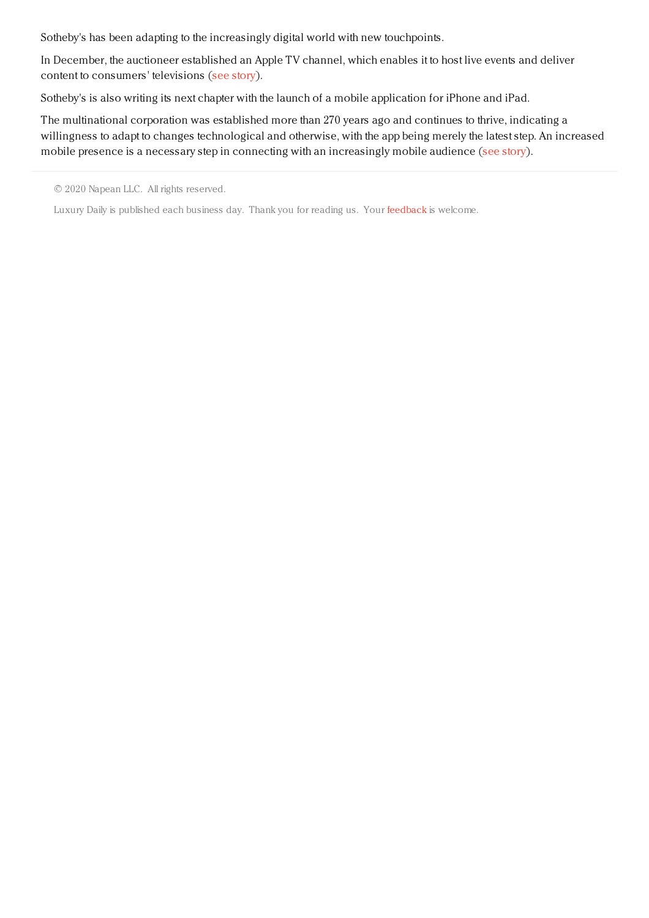Sotheby's has been adapting to the increasingly digital world with new touchpoints.

In December, the auctioneer established an Apple TV channel, which enables it to host live events and deliver content to consumers' televisions (see story).

Sotheby's is also writing its next chapter with the launch of a mobile application for iPhone and iPad.

The multinational corporation was established more than 270 years ago and continues to thrive, indicating a willingness to adapt to changes technological and otherwise, with the app being merely the latest step. An increased mobile presence is a necessary step in connecting with an increasingly mobile audience (see story).

© 2020 Napean LLC. All rights reserved.

Luxury Daily is published each business day. Thank you for reading us. Your feedback is welcome.